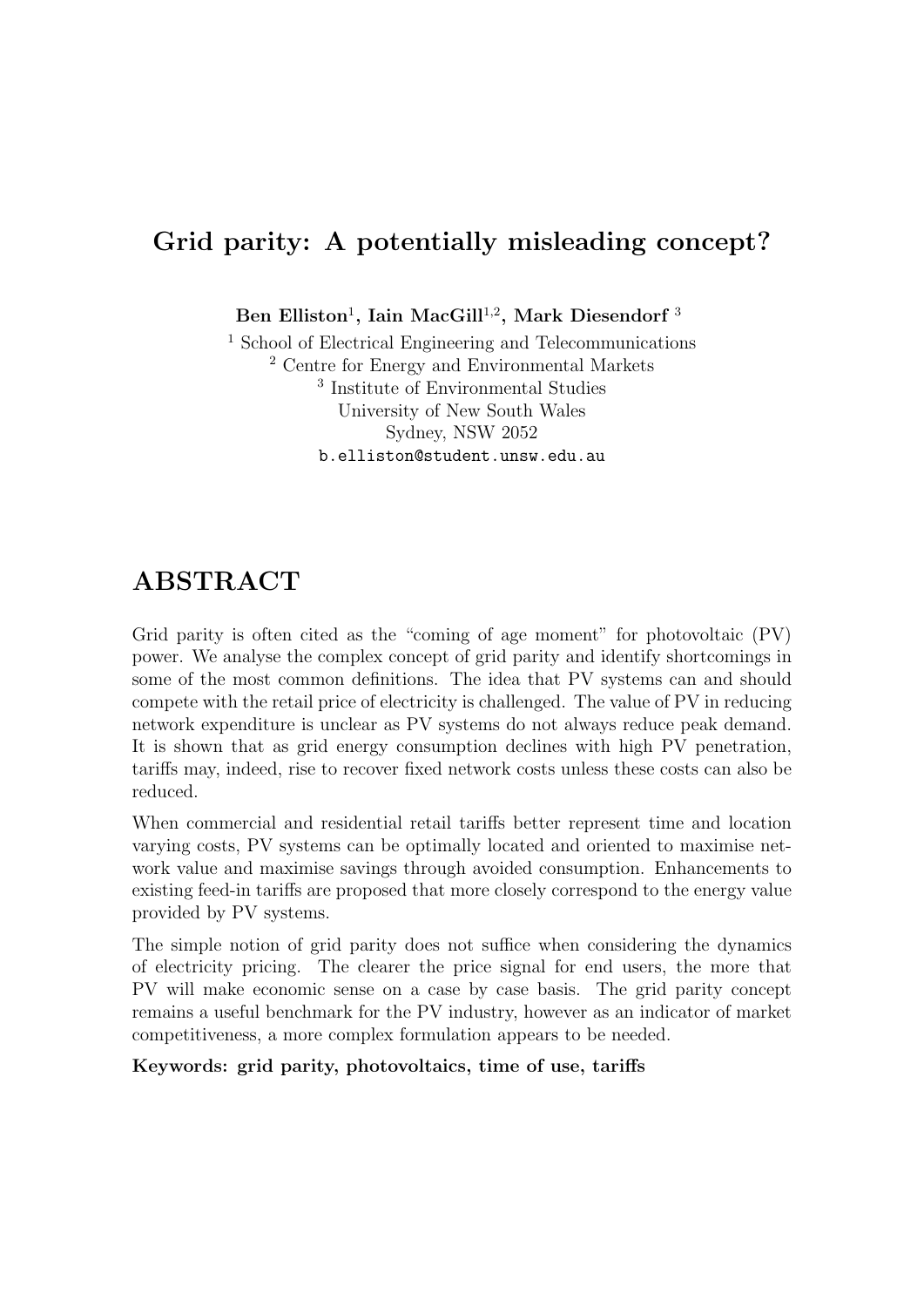# Grid parity: A potentially misleading concept?

**Ben Elliston[1], Iain MacGill[1,2], Mark Diesendorf [3]**

[1] School of Electrical Engineering and Telecommunications
[2] Centre for Energy and Environmental Markets
[3] Institute of Environmental Studies
University of New South Wales
Sydney, NSW 2052
b.elliston@student.unsw.edu.au

## ABSTRACT

Grid parity is often cited as the "coming of age moment" for photovoltaic (PV) power. We analyse the complex concept of grid parity and identify shortcomings in some of the most common definitions. The idea that PV systems can and should compete with the retail price of electricity is challenged. The value of PV in reducing network expenditure is unclear as PV systems do not always reduce peak demand. It is shown that as grid energy consumption declines with high PV penetration, tariffs may, indeed, rise to recover fixed network costs unless these costs can also be reduced.

When commercial and residential retail tariffs better represent time and location varying costs, PV systems can be optimally located and oriented to maximise network value and maximise savings through avoided consumption. Enhancements to existing feed-in tariffs are proposed that more closely correspond to the energy value provided by PV systems.

The simple notion of grid parity does not suffice when considering the dynamics of electricity pricing. The clearer the price signal for end users, the more that PV will make economic sense on a case by case basis. The grid parity concept remains a useful benchmark for the PV industry, however as an indicator of market competitiveness, a more complex formulation appears to be needed.

**Keywords: grid parity, photovoltaics, time of use, tariffs**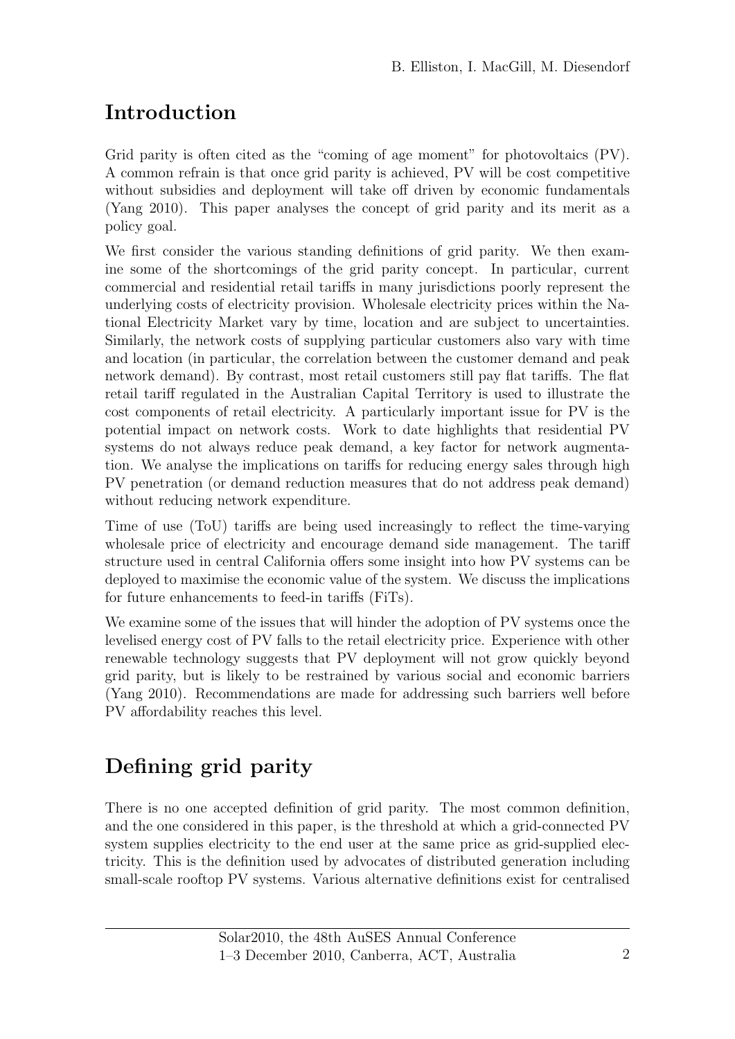## Introduction

Grid parity is often cited as the "coming of age moment" for photovoltaics (PV). A common refrain is that once grid parity is achieved, PV will be cost competitive without subsidies and deployment will take off driven by economic fundamentals (Yang 2010). This paper analyses the concept of grid parity and its merit as a policy goal.

We first consider the various standing definitions of grid parity. We then examine some of the shortcomings of the grid parity concept. In particular, current commercial and residential retail tariffs in many jurisdictions poorly represent the underlying costs of electricity provision. Wholesale electricity prices within the National Electricity Market vary by time, location and are subject to uncertainties. Similarly, the network costs of supplying particular customers also vary with time and location (in particular, the correlation between the customer demand and peak network demand). By contrast, most retail customers still pay flat tariffs. The flat retail tariff regulated in the Australian Capital Territory is used to illustrate the cost components of retail electricity. A particularly important issue for PV is the potential impact on network costs. Work to date highlights that residential PV systems do not always reduce peak demand, a key factor for network augmentation. We analyse the implications on tariffs for reducing energy sales through high PV penetration (or demand reduction measures that do not address peak demand) without reducing network expenditure.

Time of use (ToU) tariffs are being used increasingly to reflect the time-varying wholesale price of electricity and encourage demand side management. The tariff structure used in central California offers some insight into how PV systems can be deployed to maximise the economic value of the system. We discuss the implications for future enhancements to feed-in tariffs (FiTs).

We examine some of the issues that will hinder the adoption of PV systems once the levelised energy cost of PV falls to the retail electricity price. Experience with other renewable technology suggests that PV deployment will not grow quickly beyond grid parity, but is likely to be restrained by various social and economic barriers (Yang 2010). Recommendations are made for addressing such barriers well before PV affordability reaches this level.

## Defining grid parity

There is no one accepted definition of grid parity. The most common definition, and the one considered in this paper, is the threshold at which a grid-connected PV system supplies electricity to the end user at the same price as grid-supplied electricity. This is the definition used by advocates of distributed generation including small-scale rooftop PV systems. Various alternative definitions exist for centralised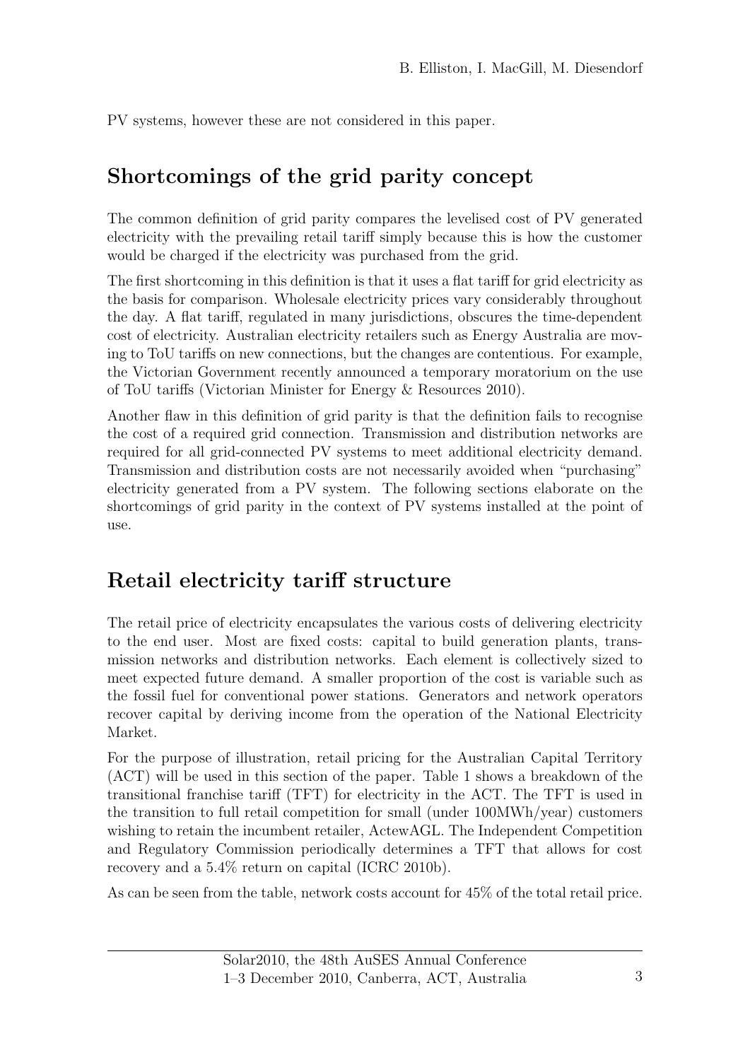PV systems, however these are not considered in this paper.

## Shortcomings of the grid parity concept

The common definition of grid parity compares the levelised cost of PV generated electricity with the prevailing retail tariff simply because this is how the customer would be charged if the electricity was purchased from the grid.

The first shortcoming in this definition is that it uses a flat tariff for grid electricity as the basis for comparison. Wholesale electricity prices vary considerably throughout the day. A flat tariff, regulated in many jurisdictions, obscures the time-dependent cost of electricity. Australian electricity retailers such as Energy Australia are moving to ToU tariffs on new connections, but the changes are contentious. For example, the Victorian Government recently announced a temporary moratorium on the use of ToU tariffs (Victorian Minister for Energy & Resources 2010).

Another flaw in this definition of grid parity is that the definition fails to recognise the cost of a required grid connection. Transmission and distribution networks are required for all grid-connected PV systems to meet additional electricity demand. Transmission and distribution costs are not necessarily avoided when "purchasing" electricity generated from a PV system. The following sections elaborate on the shortcomings of grid parity in the context of PV systems installed at the point of use.

## Retail electricity tariff structure

The retail price of electricity encapsulates the various costs of delivering electricity to the end user. Most are fixed costs: capital to build generation plants, transmission networks and distribution networks. Each element is collectively sized to meet expected future demand. A smaller proportion of the cost is variable such as the fossil fuel for conventional power stations. Generators and network operators recover capital by deriving income from the operation of the National Electricity Market.

For the purpose of illustration, retail pricing for the Australian Capital Territory (ACT) will be used in this section of the paper. Table 1 shows a breakdown of the transitional franchise tariff (TFT) for electricity in the ACT. The TFT is used in the transition to full retail competition for small (under 100MWh/year) customers wishing to retain the incumbent retailer, ActewAGL. The Independent Competition and Regulatory Commission periodically determines a TFT that allows for cost recovery and a 5.4% return on capital (ICRC 2010b).

As can be seen from the table, network costs account for 45% of the total retail price.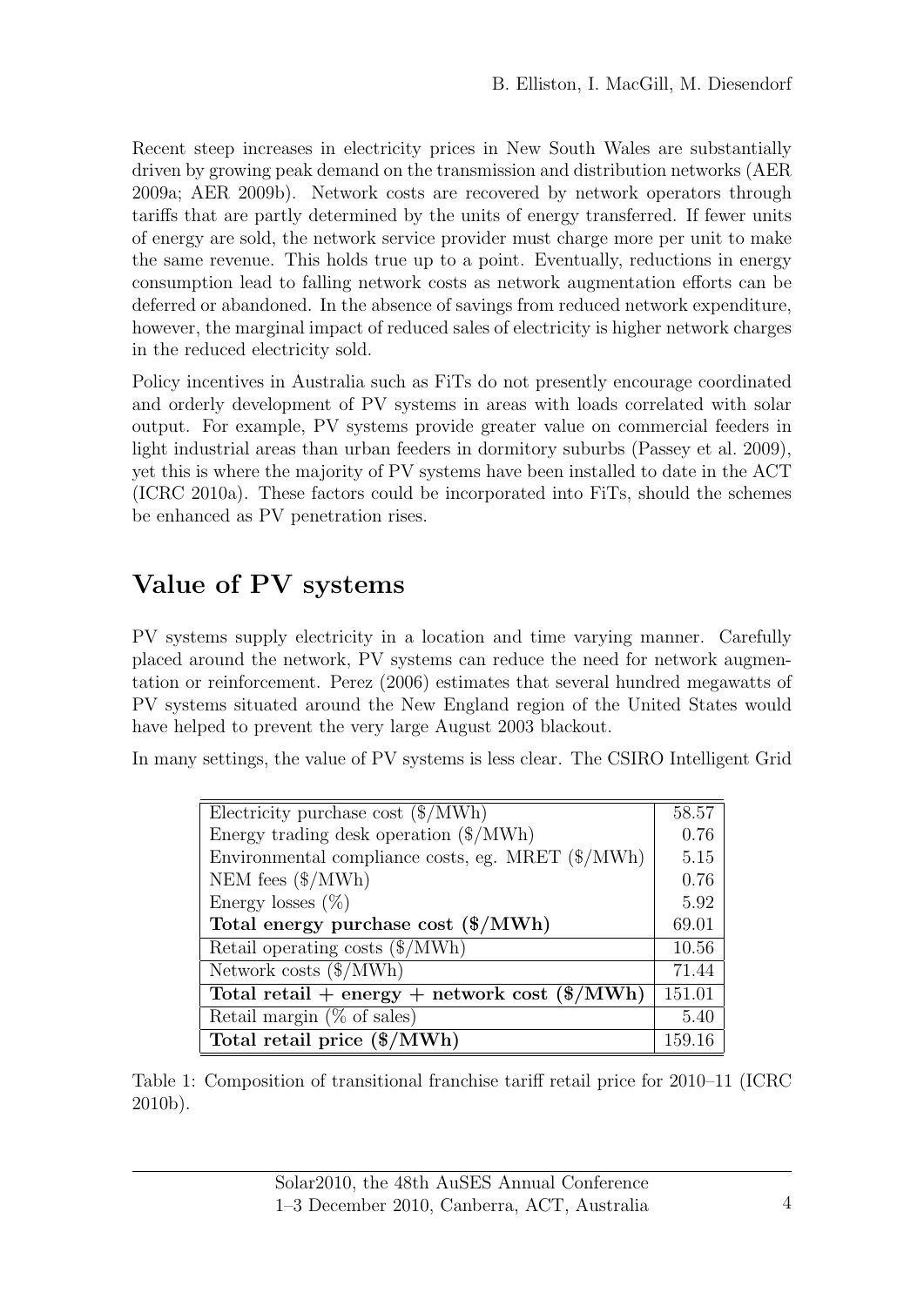Recent steep increases in electricity prices in New South Wales are substantially driven by growing peak demand on the transmission and distribution networks (AER 2009a; AER 2009b). Network costs are recovered by network operators through tariffs that are partly determined by the units of energy transferred. If fewer units of energy are sold, the network service provider must charge more per unit to make the same revenue. This holds true up to a point. Eventually, reductions in energy consumption lead to falling network costs as network augmentation efforts can be deferred or abandoned. In the absence of savings from reduced network expenditure, however, the marginal impact of reduced sales of electricity is higher network charges in the reduced electricity sold.

Policy incentives in Australia such as FiTs do not presently encourage coordinated and orderly development of PV systems in areas with loads correlated with solar output. For example, PV systems provide greater value on commercial feeders in light industrial areas than urban feeders in dormitory suburbs (Passey et al. 2009), yet this is where the majority of PV systems have been installed to date in the ACT (ICRC 2010a). These factors could be incorporated into FiTs, should the schemes be enhanced as PV penetration rises.

## Value of PV systems

PV systems supply electricity in a location and time varying manner. Carefully placed around the network, PV systems can reduce the need for network augmentation or reinforcement. Perez (2006) estimates that several hundred megawatts of PV systems situated around the New England region of the United States would have helped to prevent the very large August 2003 blackout.

In many settings, the value of PV systems is less clear. The CSIRO Intelligent Grid

| Item | Value |
|---|---|
| Electricity purchase cost ($/MWh) | 58.57 |
| Energy trading desk operation ($/MWh) | 0.76 |
| Environmental compliance costs, eg. MRET ($/MWh) | 5.15 |
| NEM fees ($/MWh) | 0.76 |
| Energy losses (%) | 5.92 |
| **Total energy purchase cost ($/MWh)** | 69.01 |
| Retail operating costs ($/MWh) | 10.56 |
| Network costs ($/MWh) | 71.44 |
| **Total retail + energy + network cost ($/MWh)** | 151.01 |
| Retail margin (% of sales) | 5.40 |
| **Total retail price ($/MWh)** | 159.16 |

Table 1: Composition of transitional franchise tariff retail price for 2010–11 (ICRC 2010b).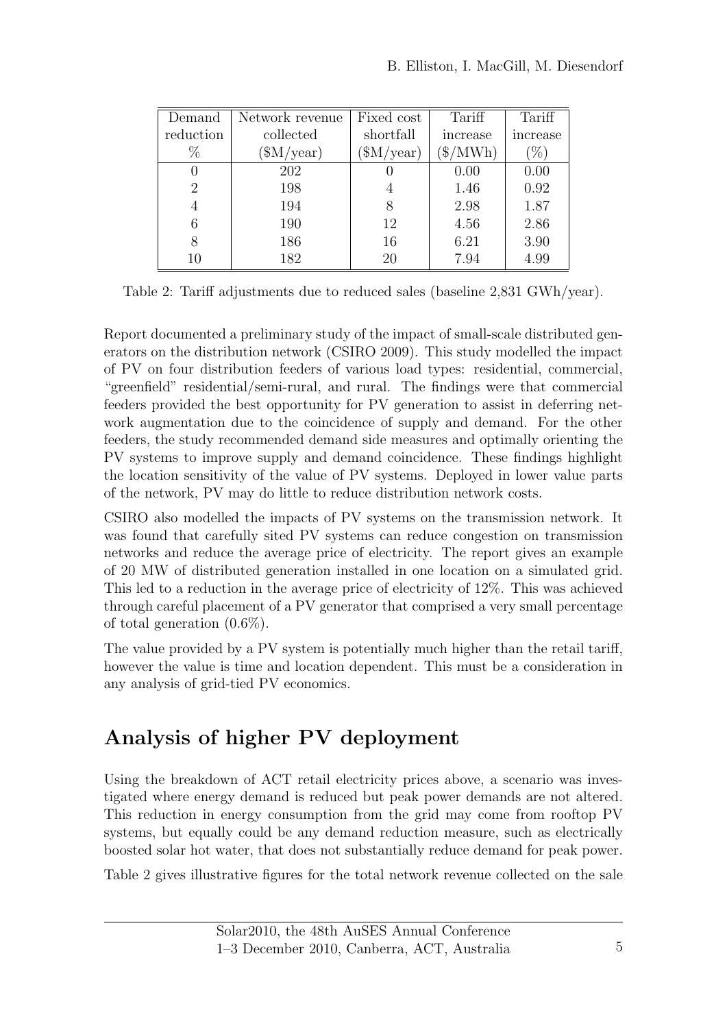| Demand reduction % | Network revenue collected ($M/year) | Fixed cost shortfall ($M/year) | Tariff increase ($/MWh) | Tariff increase (%) |
|---|---|---|---|---|
| 0 | 202 | 0 | 0.00 | 0.00 |
| 2 | 198 | 4 | 1.46 | 0.92 |
| 4 | 194 | 8 | 2.98 | 1.87 |
| 6 | 190 | 12 | 4.56 | 2.86 |
| 8 | 186 | 16 | 6.21 | 3.90 |
| 10 | 182 | 20 | 7.94 | 4.99 |

Table 2: Tariff adjustments due to reduced sales (baseline 2,831 GWh/year).

Report documented a preliminary study of the impact of small-scale distributed generators on the distribution network (CSIRO 2009). This study modelled the impact of PV on four distribution feeders of various load types: residential, commercial, "greenfield" residential/semi-rural, and rural. The findings were that commercial feeders provided the best opportunity for PV generation to assist in deferring network augmentation due to the coincidence of supply and demand. For the other feeders, the study recommended demand side measures and optimally orienting the PV systems to improve supply and demand coincidence. These findings highlight the location sensitivity of the value of PV systems. Deployed in lower value parts of the network, PV may do little to reduce distribution network costs.

CSIRO also modelled the impacts of PV systems on the transmission network. It was found that carefully sited PV systems can reduce congestion on transmission networks and reduce the average price of electricity. The report gives an example of 20 MW of distributed generation installed in one location on a simulated grid. This led to a reduction in the average price of electricity of 12%. This was achieved through careful placement of a PV generator that comprised a very small percentage of total generation (0.6%).

The value provided by a PV system is potentially much higher than the retail tariff, however the value is time and location dependent. This must be a consideration in any analysis of grid-tied PV economics.

## Analysis of higher PV deployment

Using the breakdown of ACT retail electricity prices above, a scenario was investigated where energy demand is reduced but peak power demands are not altered. This reduction in energy consumption from the grid may come from rooftop PV systems, but equally could be any demand reduction measure, such as electrically boosted solar hot water, that does not substantially reduce demand for peak power.

Table 2 gives illustrative figures for the total network revenue collected on the sale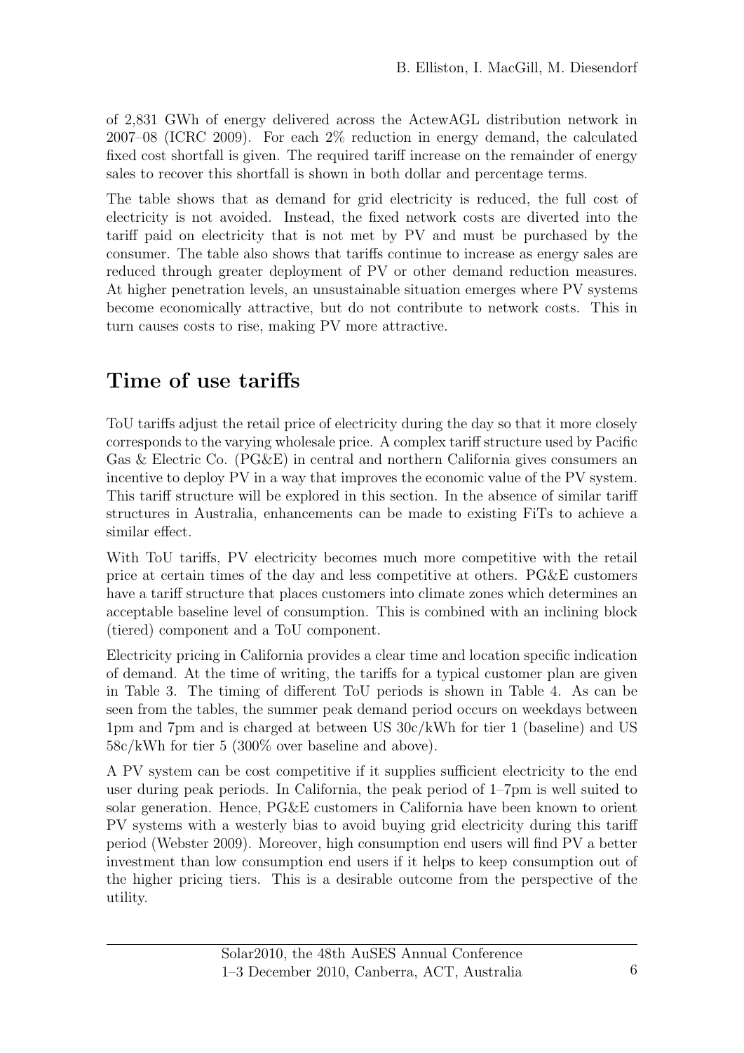of 2,831 GWh of energy delivered across the ActewAGL distribution network in 2007–08 (ICRC 2009). For each 2% reduction in energy demand, the calculated fixed cost shortfall is given. The required tariff increase on the remainder of energy sales to recover this shortfall is shown in both dollar and percentage terms.

The table shows that as demand for grid electricity is reduced, the full cost of electricity is not avoided. Instead, the fixed network costs are diverted into the tariff paid on electricity that is not met by PV and must be purchased by the consumer. The table also shows that tariffs continue to increase as energy sales are reduced through greater deployment of PV or other demand reduction measures. At higher penetration levels, an unsustainable situation emerges where PV systems become economically attractive, but do not contribute to network costs. This in turn causes costs to rise, making PV more attractive.

## Time of use tariffs

ToU tariffs adjust the retail price of electricity during the day so that it more closely corresponds to the varying wholesale price. A complex tariff structure used by Pacific Gas & Electric Co. (PG&E) in central and northern California gives consumers an incentive to deploy PV in a way that improves the economic value of the PV system. This tariff structure will be explored in this section. In the absence of similar tariff structures in Australia, enhancements can be made to existing FiTs to achieve a similar effect.

With ToU tariffs, PV electricity becomes much more competitive with the retail price at certain times of the day and less competitive at others. PG&E customers have a tariff structure that places customers into climate zones which determines an acceptable baseline level of consumption. This is combined with an inclining block (tiered) component and a ToU component.

Electricity pricing in California provides a clear time and location specific indication of demand. At the time of writing, the tariffs for a typical customer plan are given in Table 3. The timing of different ToU periods is shown in Table 4. As can be seen from the tables, the summer peak demand period occurs on weekdays between 1pm and 7pm and is charged at between US 30c/kWh for tier 1 (baseline) and US 58c/kWh for tier 5 (300% over baseline and above).

A PV system can be cost competitive if it supplies sufficient electricity to the end user during peak periods. In California, the peak period of 1–7pm is well suited to solar generation. Hence, PG&E customers in California have been known to orient PV systems with a westerly bias to avoid buying grid electricity during this tariff period (Webster 2009). Moreover, high consumption end users will find PV a better investment than low consumption end users if it helps to keep consumption out of the higher pricing tiers. This is a desirable outcome from the perspective of the utility.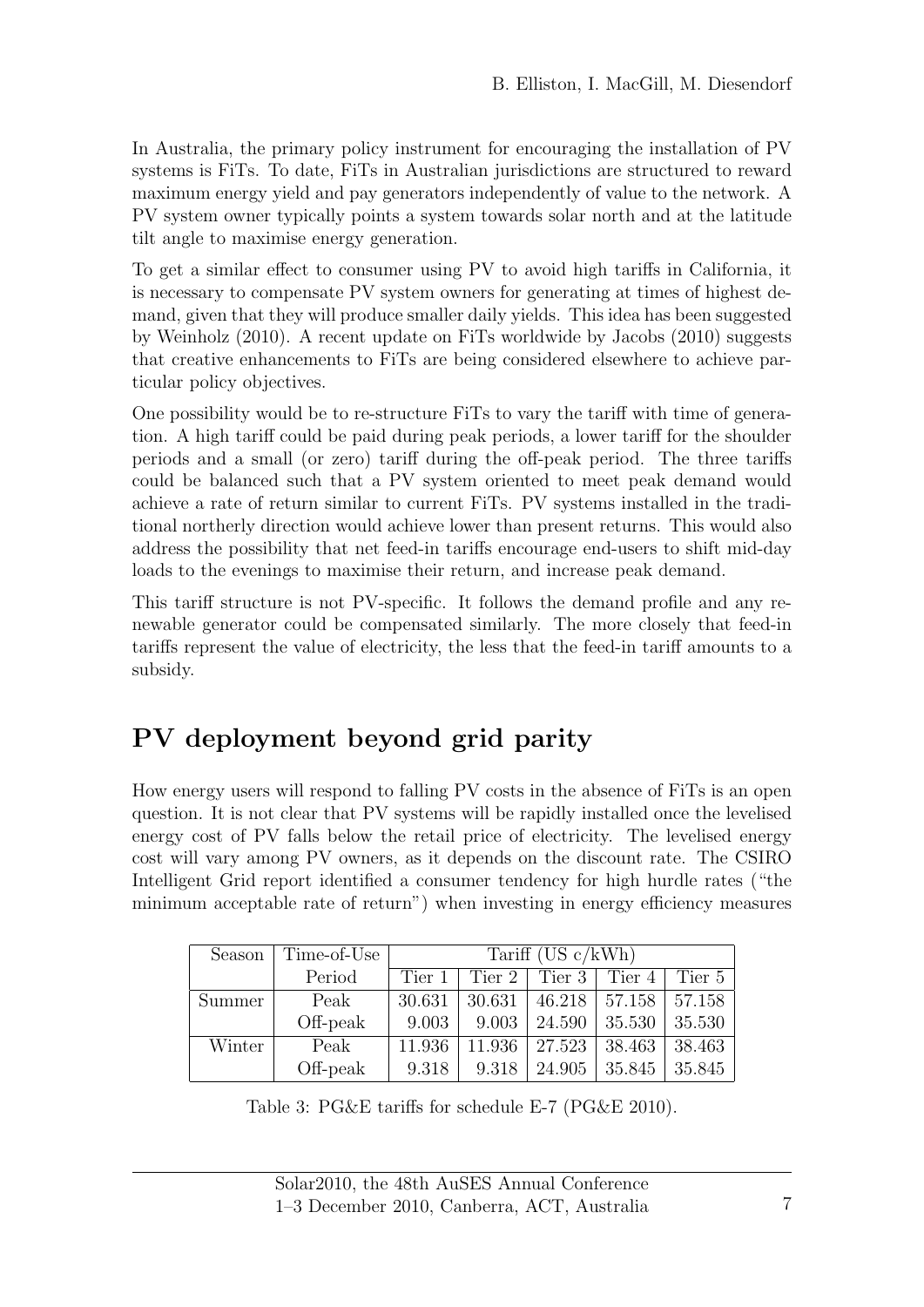In Australia, the primary policy instrument for encouraging the installation of PV systems is FiTs. To date, FiTs in Australian jurisdictions are structured to reward maximum energy yield and pay generators independently of value to the network. A PV system owner typically points a system towards solar north and at the latitude tilt angle to maximise energy generation.

To get a similar effect to consumer using PV to avoid high tariffs in California, it is necessary to compensate PV system owners for generating at times of highest demand, given that they will produce smaller daily yields. This idea has been suggested by Weinholz (2010). A recent update on FiTs worldwide by Jacobs (2010) suggests that creative enhancements to FiTs are being considered elsewhere to achieve particular policy objectives.

One possibility would be to re-structure FiTs to vary the tariff with time of generation. A high tariff could be paid during peak periods, a lower tariff for the shoulder periods and a small (or zero) tariff during the off-peak period. The three tariffs could be balanced such that a PV system oriented to meet peak demand would achieve a rate of return similar to current FiTs. PV systems installed in the traditional northerly direction would achieve lower than present returns. This would also address the possibility that net feed-in tariffs encourage end-users to shift mid-day loads to the evenings to maximise their return, and increase peak demand.

This tariff structure is not PV-specific. It follows the demand profile and any renewable generator could be compensated similarly. The more closely that feed-in tariffs represent the value of electricity, the less that the feed-in tariff amounts to a subsidy.

## PV deployment beyond grid parity

How energy users will respond to falling PV costs in the absence of FiTs is an open question. It is not clear that PV systems will be rapidly installed once the levelised energy cost of PV falls below the retail price of electricity. The levelised energy cost will vary among PV owners, as it depends on the discount rate. The CSIRO Intelligent Grid report identified a consumer tendency for high hurdle rates ("the minimum acceptable rate of return") when investing in energy efficiency measures

| Season | Time-of-Use | Tariff (US c/kWh) | | | | |
|---|---|---|---|---|---|---|
| | Period | Tier 1 | Tier 2 | Tier 3 | Tier 4 | Tier 5 |
| Summer | Peak | 30.631 | 30.631 | 46.218 | 57.158 | 57.158 |
| | Off-peak | 9.003 | 9.003 | 24.590 | 35.530 | 35.530 |
| Winter | Peak | 11.936 | 11.936 | 27.523 | 38.463 | 38.463 |
| | Off-peak | 9.318 | 9.318 | 24.905 | 35.845 | 35.845 |

Table 3: PG&E tariffs for schedule E-7 (PG&E 2010).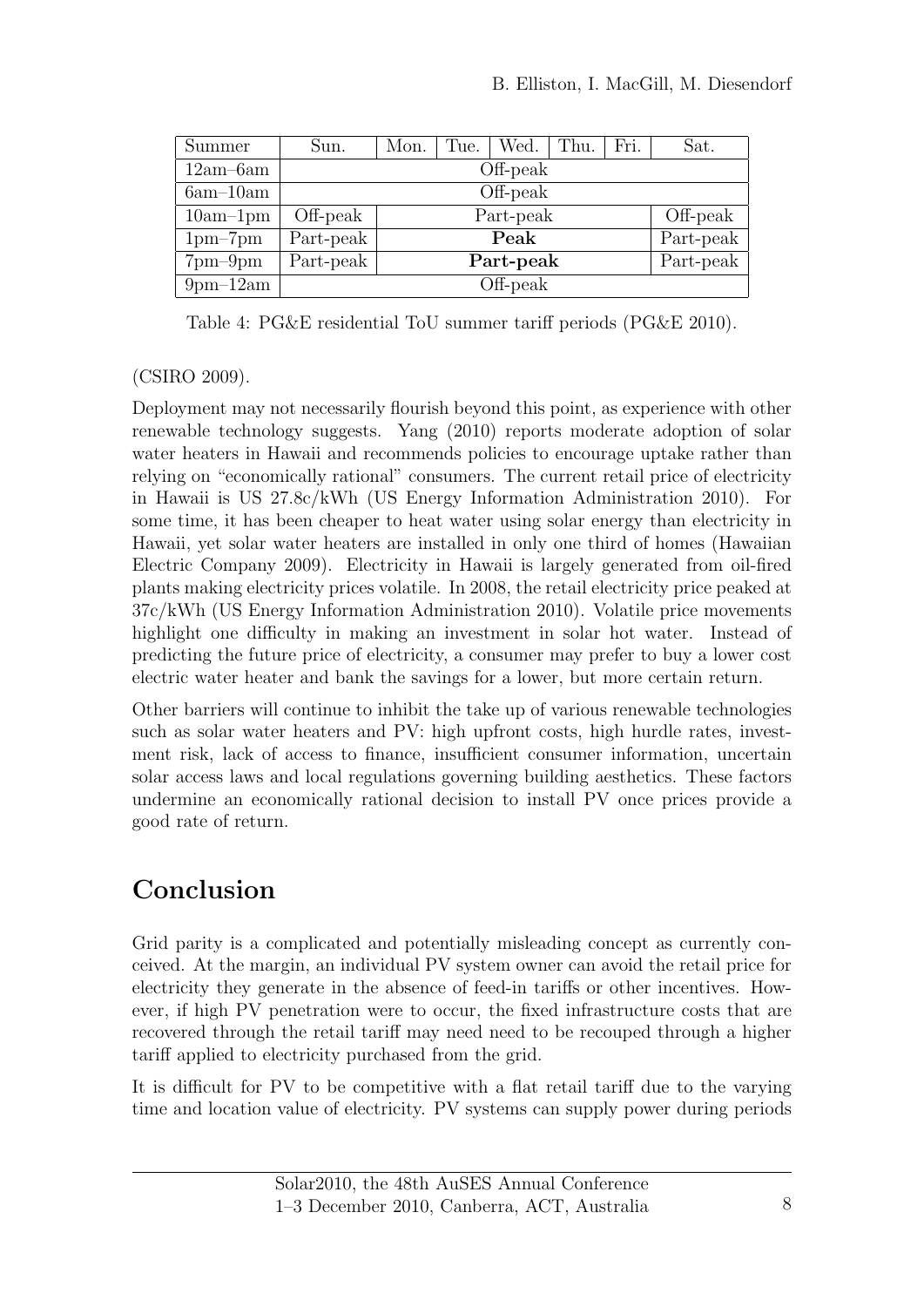| Summer | Sun. | Mon. | Tue. | Wed. | Thu. | Fri. | Sat. |
|---|---|---|---|---|---|---|---|
| 12am–6am | Off-peak | | | | | | |
| 6am–10am | Off-peak | | | | | | |
| 10am–1pm | Off-peak | Part-peak | | | | | Off-peak |
| 1pm–7pm | Part-peak | **Peak** | | | | | Part-peak |
| 7pm–9pm | Part-peak | **Part-peak** | | | | | Part-peak |
| 9pm–12am | Off-peak | | | | | | |

Table 4: PG&E residential ToU summer tariff periods (PG&E 2010).

(CSIRO 2009).

Deployment may not necessarily flourish beyond this point, as experience with other renewable technology suggests. Yang (2010) reports moderate adoption of solar water heaters in Hawaii and recommends policies to encourage uptake rather than relying on "economically rational" consumers. The current retail price of electricity in Hawaii is US 27.8c/kWh (US Energy Information Administration 2010). For some time, it has been cheaper to heat water using solar energy than electricity in Hawaii, yet solar water heaters are installed in only one third of homes (Hawaiian Electric Company 2009). Electricity in Hawaii is largely generated from oil-fired plants making electricity prices volatile. In 2008, the retail electricity price peaked at 37c/kWh (US Energy Information Administration 2010). Volatile price movements highlight one difficulty in making an investment in solar hot water. Instead of predicting the future price of electricity, a consumer may prefer to buy a lower cost electric water heater and bank the savings for a lower, but more certain return.

Other barriers will continue to inhibit the take up of various renewable technologies such as solar water heaters and PV: high upfront costs, high hurdle rates, investment risk, lack of access to finance, insufficient consumer information, uncertain solar access laws and local regulations governing building aesthetics. These factors undermine an economically rational decision to install PV once prices provide a good rate of return.

# Conclusion

Grid parity is a complicated and potentially misleading concept as currently conceived. At the margin, an individual PV system owner can avoid the retail price for electricity they generate in the absence of feed-in tariffs or other incentives. However, if high PV penetration were to occur, the fixed infrastructure costs that are recovered through the retail tariff may need need to be recouped through a higher tariff applied to electricity purchased from the grid.

It is difficult for PV to be competitive with a flat retail tariff due to the varying time and location value of electricity. PV systems can supply power during periods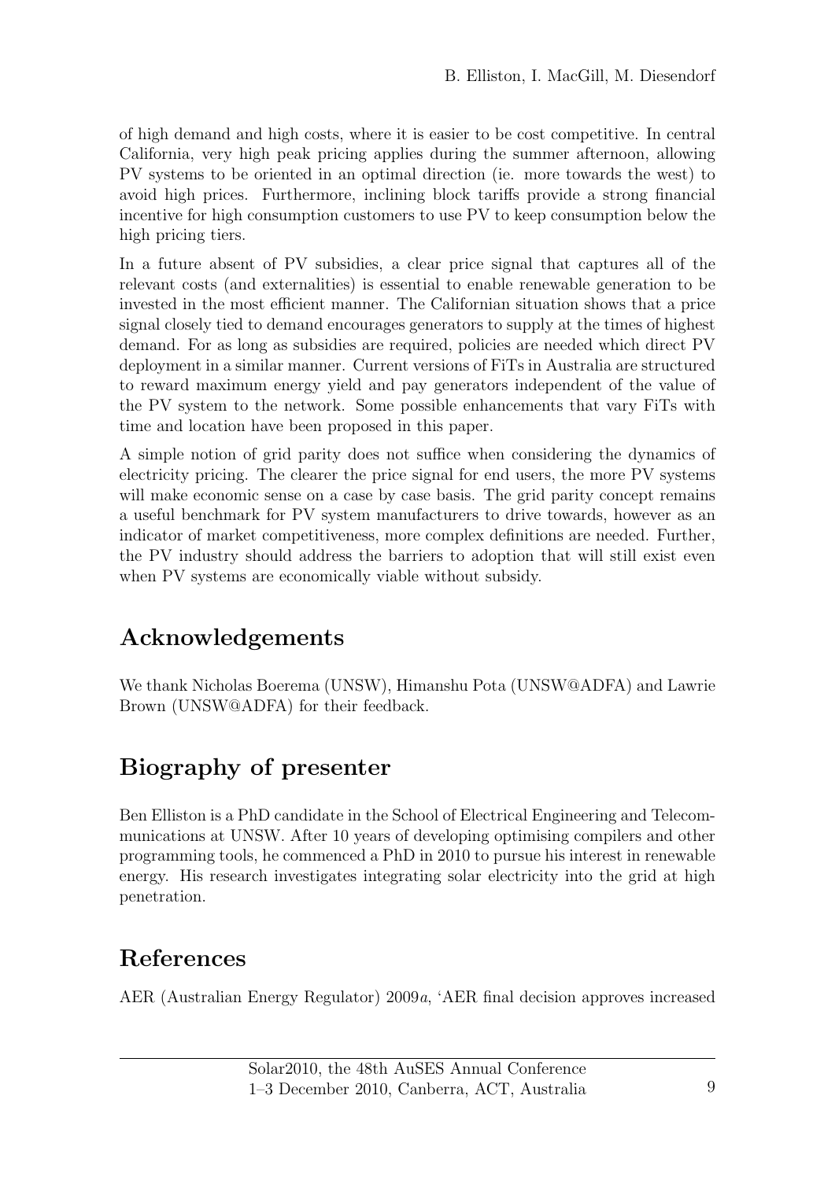of high demand and high costs, where it is easier to be cost competitive. In central California, very high peak pricing applies during the summer afternoon, allowing PV systems to be oriented in an optimal direction (ie. more towards the west) to avoid high prices. Furthermore, inclining block tariffs provide a strong financial incentive for high consumption customers to use PV to keep consumption below the high pricing tiers.

In a future absent of PV subsidies, a clear price signal that captures all of the relevant costs (and externalities) is essential to enable renewable generation to be invested in the most efficient manner. The Californian situation shows that a price signal closely tied to demand encourages generators to supply at the times of highest demand. For as long as subsidies are required, policies are needed which direct PV deployment in a similar manner. Current versions of FiTs in Australia are structured to reward maximum energy yield and pay generators independent of the value of the PV system to the network. Some possible enhancements that vary FiTs with time and location have been proposed in this paper.

A simple notion of grid parity does not suffice when considering the dynamics of electricity pricing. The clearer the price signal for end users, the more PV systems will make economic sense on a case by case basis. The grid parity concept remains a useful benchmark for PV system manufacturers to drive towards, however as an indicator of market competitiveness, more complex definitions are needed. Further, the PV industry should address the barriers to adoption that will still exist even when PV systems are economically viable without subsidy.

## Acknowledgements

We thank Nicholas Boerema (UNSW), Himanshu Pota (UNSW@ADFA) and Lawrie Brown (UNSW@ADFA) for their feedback.

## Biography of presenter

Ben Elliston is a PhD candidate in the School of Electrical Engineering and Telecommunications at UNSW. After 10 years of developing optimising compilers and other programming tools, he commenced a PhD in 2010 to pursue his interest in renewable energy. His research investigates integrating solar electricity into the grid at high penetration.

## References

AER (Australian Energy Regulator) 2009*a*, 'AER final decision approves increased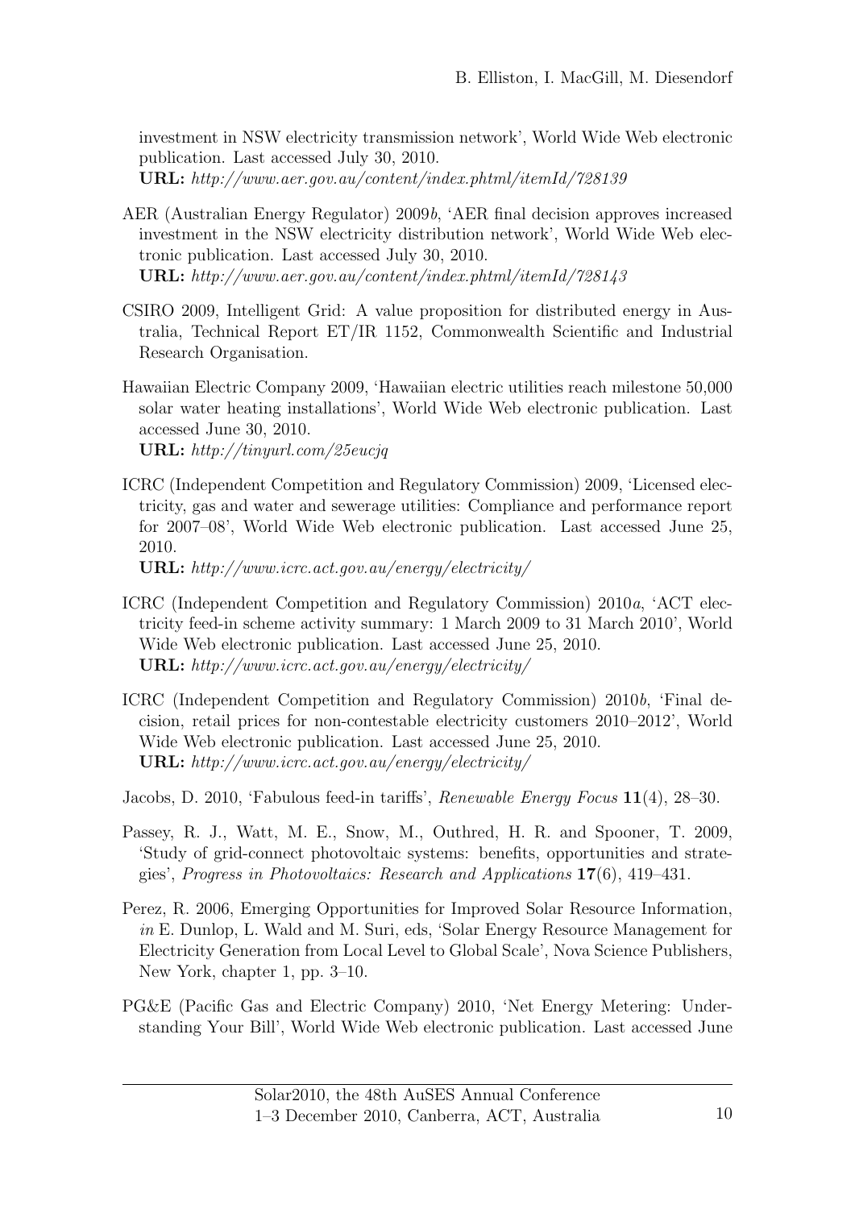investment in NSW electricity transmission network', World Wide Web electronic publication. Last accessed July 30, 2010.
**URL:** *http://www.aer.gov.au/content/index.phtml/itemId/728139*

AER (Australian Energy Regulator) 2009*b*, 'AER final decision approves increased investment in the NSW electricity distribution network', World Wide Web electronic publication. Last accessed July 30, 2010.
**URL:** *http://www.aer.gov.au/content/index.phtml/itemId/728143*

CSIRO 2009, Intelligent Grid: A value proposition for distributed energy in Australia, Technical Report ET/IR 1152, Commonwealth Scientific and Industrial Research Organisation.

Hawaiian Electric Company 2009, 'Hawaiian electric utilities reach milestone 50,000 solar water heating installations', World Wide Web electronic publication. Last accessed June 30, 2010.
**URL:** *http://tinyurl.com/25eucjq*

ICRC (Independent Competition and Regulatory Commission) 2009, 'Licensed electricity, gas and water and sewerage utilities: Compliance and performance report for 2007–08', World Wide Web electronic publication. Last accessed June 25, 2010.
**URL:** *http://www.icrc.act.gov.au/energy/electricity/*

ICRC (Independent Competition and Regulatory Commission) 2010*a*, 'ACT electricity feed-in scheme activity summary: 1 March 2009 to 31 March 2010', World Wide Web electronic publication. Last accessed June 25, 2010.
**URL:** *http://www.icrc.act.gov.au/energy/electricity/*

ICRC (Independent Competition and Regulatory Commission) 2010*b*, 'Final decision, retail prices for non-contestable electricity customers 2010–2012', World Wide Web electronic publication. Last accessed June 25, 2010.
**URL:** *http://www.icrc.act.gov.au/energy/electricity/*

Jacobs, D. 2010, 'Fabulous feed-in tariffs', *Renewable Energy Focus* **11**(4), 28–30.

Passey, R. J., Watt, M. E., Snow, M., Outhred, H. R. and Spooner, T. 2009, 'Study of grid-connect photovoltaic systems: benefits, opportunities and strategies', *Progress in Photovoltaics: Research and Applications* **17**(6), 419–431.

Perez, R. 2006, Emerging Opportunities for Improved Solar Resource Information, *in* E. Dunlop, L. Wald and M. Suri, eds, 'Solar Energy Resource Management for Electricity Generation from Local Level to Global Scale', Nova Science Publishers, New York, chapter 1, pp. 3–10.

PG&E (Pacific Gas and Electric Company) 2010, 'Net Energy Metering: Understanding Your Bill', World Wide Web electronic publication. Last accessed June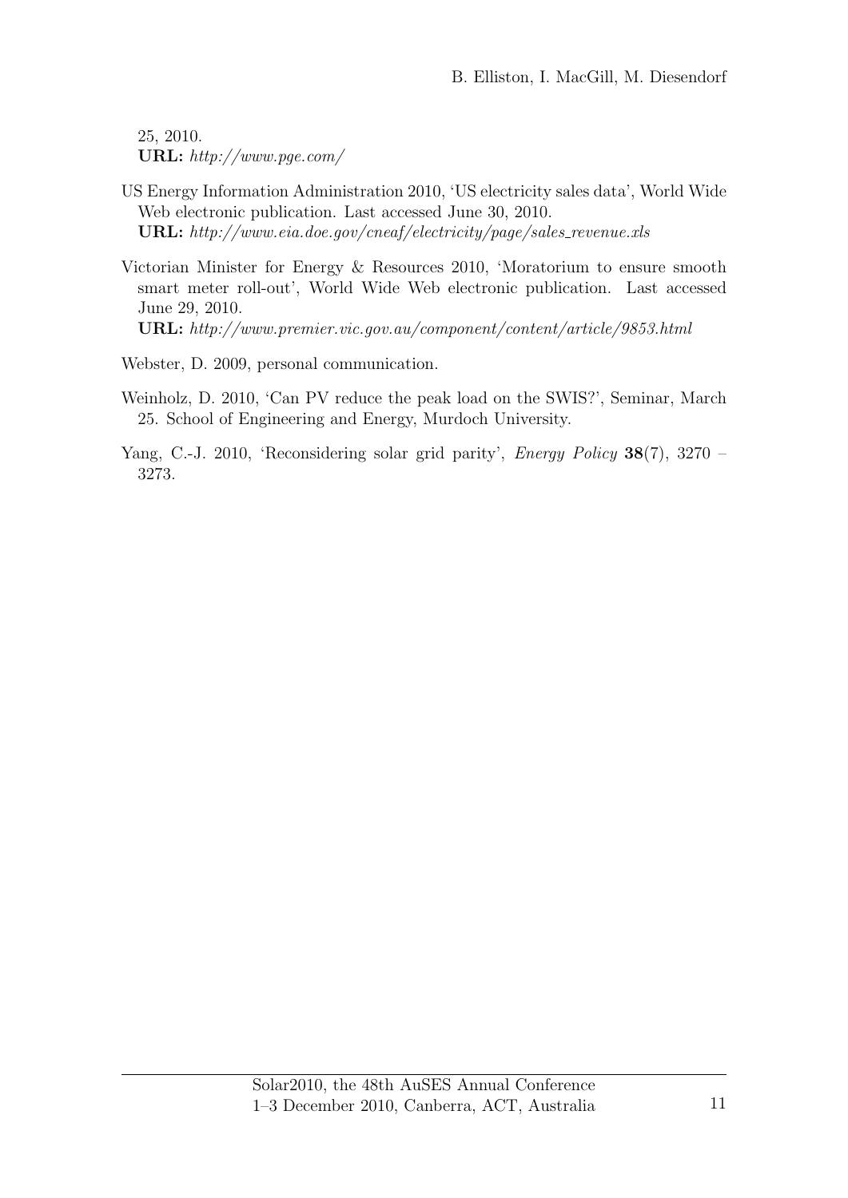25, 2010.
**URL:** *http://www.pge.com/*

US Energy Information Administration 2010, 'US electricity sales data', World Wide Web electronic publication. Last accessed June 30, 2010.
**URL:** *http://www.eia.doe.gov/cneaf/electricity/page/sales_revenue.xls*

Victorian Minister for Energy & Resources 2010, 'Moratorium to ensure smooth smart meter roll-out', World Wide Web electronic publication. Last accessed June 29, 2010.
**URL:** *http://www.premier.vic.gov.au/component/content/article/9853.html*

Webster, D. 2009, personal communication.

Weinholz, D. 2010, 'Can PV reduce the peak load on the SWIS?', Seminar, March 25. School of Engineering and Energy, Murdoch University.

Yang, C.-J. 2010, 'Reconsidering solar grid parity', *Energy Policy* **38**(7), 3270 – 3273.